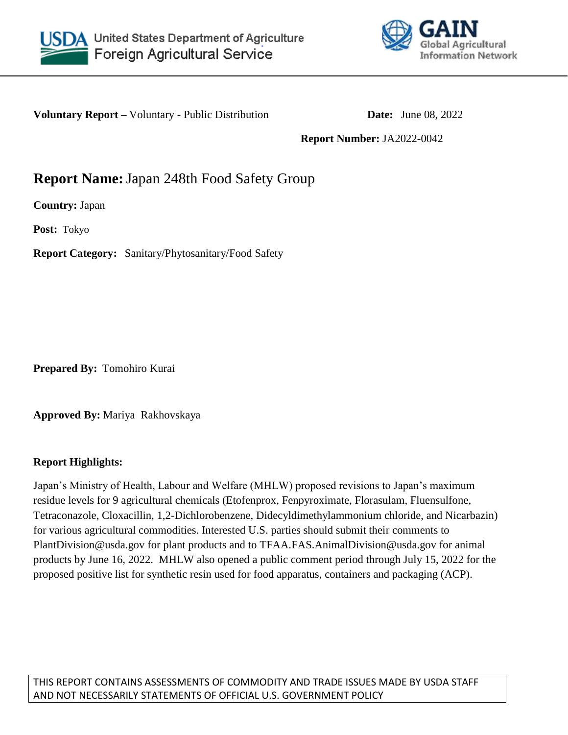United States Department of Agriculture
Foreign Agricultural Service

GAIN
Global Agricultural Information Network

**Voluntary Report –** Voluntary - Public Distribution **Date:** June 08, 2022

**Report Number:** JA2022-0042

# **Report Name:** Japan 248th Food Safety Group

**Country:** Japan

**Post:** Tokyo

**Report Category:** Sanitary/Phytosanitary/Food Safety

**Prepared By:** Tomohiro Kurai

**Approved By:** Mariya Rakhovskaya

**Report Highlights:**

Japan's Ministry of Health, Labour and Welfare (MHLW) proposed revisions to Japan's maximum residue levels for 9 agricultural chemicals (Etofenprox, Fenpyroximate, Florasulam, Fluensulfone, Tetraconazole, Cloxacillin, 1,2-Dichlorobenzene, Didecyldimethylammonium chloride, and Nicarbazin) for various agricultural commodities. Interested U.S. parties should submit their comments to PlantDivision@usda.gov for plant products and to TFAA.FAS.AnimalDivision@usda.gov for animal products by June 16, 2022. MHLW also opened a public comment period through July 15, 2022 for the proposed positive list for synthetic resin used for food apparatus, containers and packaging (ACP).

THIS REPORT CONTAINS ASSESSMENTS OF COMMODITY AND TRADE ISSUES MADE BY USDA STAFF AND NOT NECESSARILY STATEMENTS OF OFFICIAL U.S. GOVERNMENT POLICY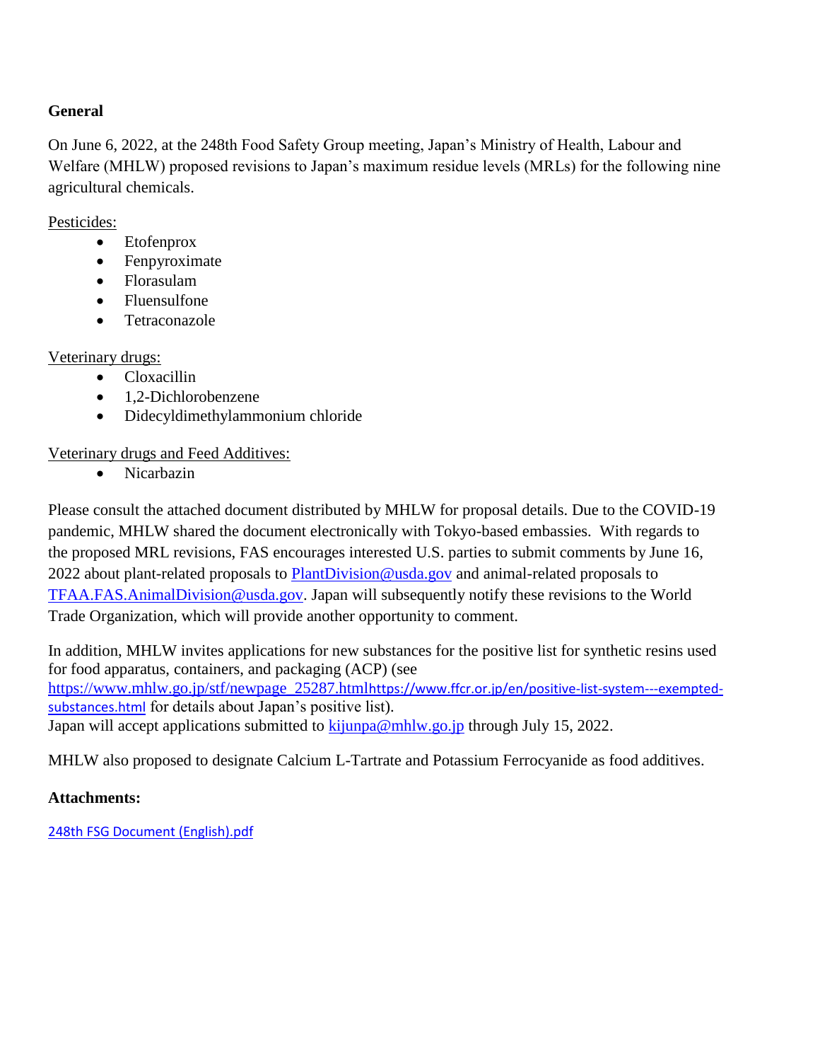**General**

On June 6, 2022, at the 248th Food Safety Group meeting, Japan's Ministry of Health, Labour and Welfare (MHLW) proposed revisions to Japan's maximum residue levels (MRLs) for the following nine agricultural chemicals.

Pesticides:

- Etofenprox
- Fenpyroximate
- Florasulam
- Fluensulfone
- Tetraconazole

Veterinary drugs:

- Cloxacillin
- 1,2-Dichlorobenzene
- Didecyldimethylammonium chloride

Veterinary drugs and Feed Additives:

- Nicarbazin

Please consult the attached document distributed by MHLW for proposal details. Due to the COVID-19 pandemic, MHLW shared the document electronically with Tokyo-based embassies. With regards to the proposed MRL revisions, FAS encourages interested U.S. parties to submit comments by June 16, 2022 about plant-related proposals to PlantDivision@usda.gov and animal-related proposals to TFAA.FAS.AnimalDivision@usda.gov. Japan will subsequently notify these revisions to the World Trade Organization, which will provide another opportunity to comment.

In addition, MHLW invites applications for new substances for the positive list for synthetic resins used for food apparatus, containers, and packaging (ACP) (see https://www.mhlw.go.jp/stf/newpage_25287.htmlhttps://www.ffcr.or.jp/en/positive-list-system---exempted-substances.html for details about Japan's positive list).
Japan will accept applications submitted to kijunpa@mhlw.go.jp through July 15, 2022.

MHLW also proposed to designate Calcium L-Tartrate and Potassium Ferrocyanide as food additives.

**Attachments:**

248th FSG Document (English).pdf